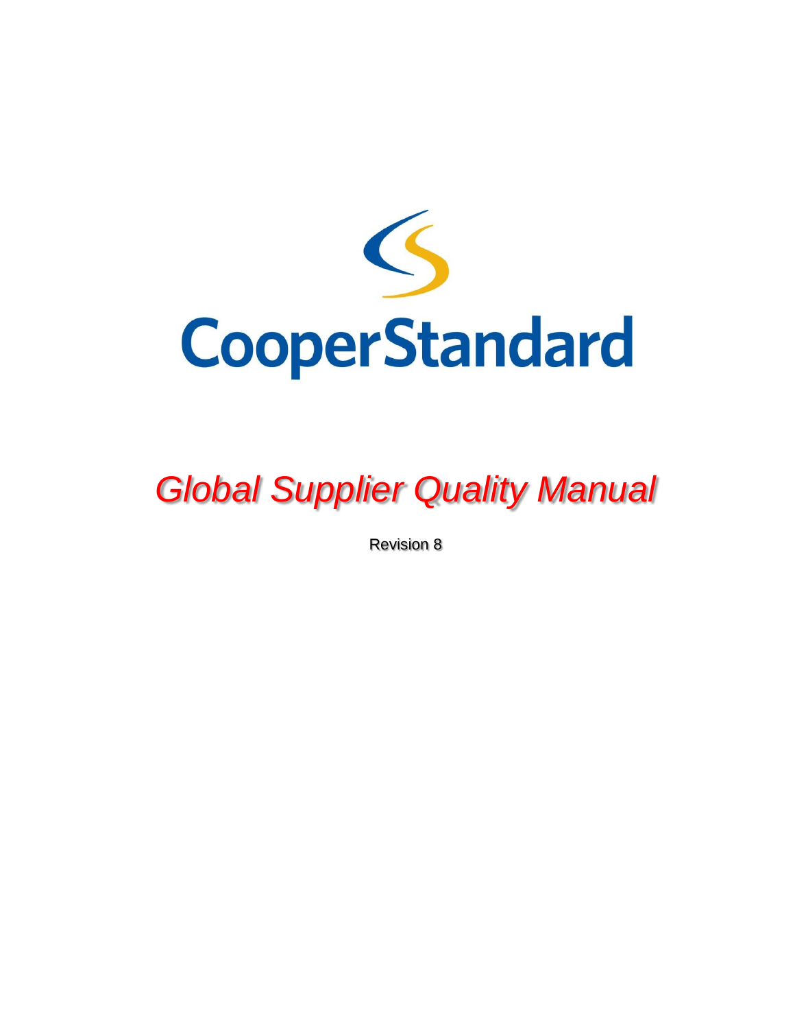CooperStandard

# *Global Supplier Quality Manual*

Revision 8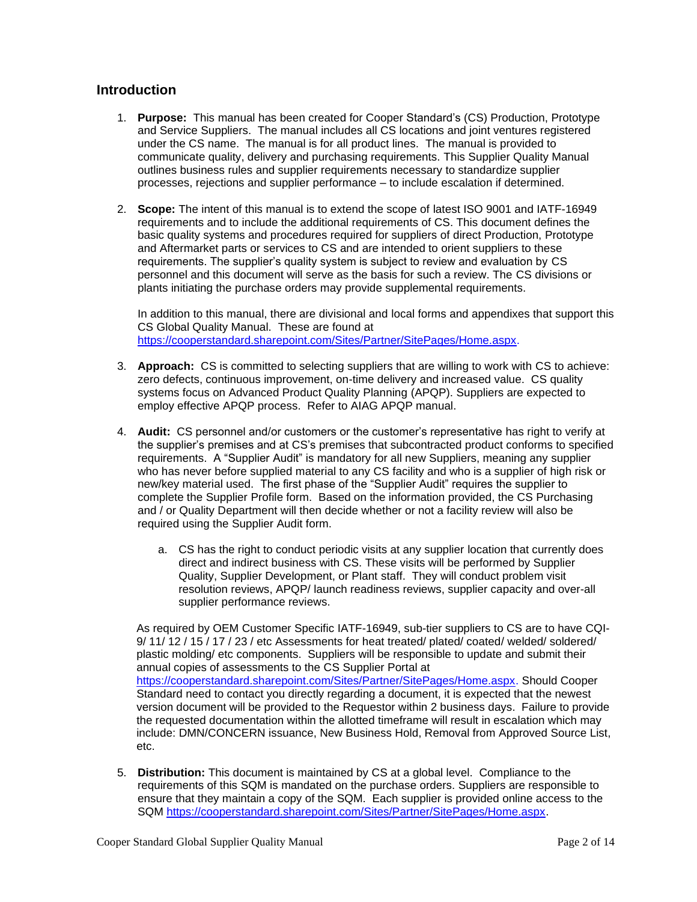## Introduction

1. **Purpose:** This manual has been created for Cooper Standard's (CS) Production, Prototype and Service Suppliers. The manual includes all CS locations and joint ventures registered under the CS name. The manual is for all product lines. The manual is provided to communicate quality, delivery and purchasing requirements. This Supplier Quality Manual outlines business rules and supplier requirements necessary to standardize supplier processes, rejections and supplier performance – to include escalation if determined.

2. **Scope:** The intent of this manual is to extend the scope of latest ISO 9001 and IATF-16949 requirements and to include the additional requirements of CS. This document defines the basic quality systems and procedures required for suppliers of direct Production, Prototype and Aftermarket parts or services to CS and are intended to orient suppliers to these requirements. The supplier's quality system is subject to review and evaluation by CS personnel and this document will serve as the basis for such a review. The CS divisions or plants initiating the purchase orders may provide supplemental requirements.

   In addition to this manual, there are divisional and local forms and appendixes that support this CS Global Quality Manual. These are found at https://cooperstandard.sharepoint.com/Sites/Partner/SitePages/Home.aspx.

3. **Approach:** CS is committed to selecting suppliers that are willing to work with CS to achieve: zero defects, continuous improvement, on-time delivery and increased value. CS quality systems focus on Advanced Product Quality Planning (APQP). Suppliers are expected to employ effective APQP process. Refer to AIAG APQP manual.

4. **Audit:** CS personnel and/or customers or the customer's representative has right to verify at the supplier's premises and at CS's premises that subcontracted product conforms to specified requirements. A "Supplier Audit" is mandatory for all new Suppliers, meaning any supplier who has never before supplied material to any CS facility and who is a supplier of high risk or new/key material used. The first phase of the "Supplier Audit" requires the supplier to complete the Supplier Profile form. Based on the information provided, the CS Purchasing and / or Quality Department will then decide whether or not a facility review will also be required using the Supplier Audit form.

   a. CS has the right to conduct periodic visits at any supplier location that currently does direct and indirect business with CS. These visits will be performed by Supplier Quality, Supplier Development, or Plant staff. They will conduct problem visit resolution reviews, APQP/ launch readiness reviews, supplier capacity and over-all supplier performance reviews.

   As required by OEM Customer Specific IATF-16949, sub-tier suppliers to CS are to have CQI-9/ 11/ 12 / 15 / 17 / 23 / etc Assessments for heat treated/ plated/ coated/ welded/ soldered/ plastic molding/ etc components. Suppliers will be responsible to update and submit their annual copies of assessments to the CS Supplier Portal at https://cooperstandard.sharepoint.com/Sites/Partner/SitePages/Home.aspx. Should Cooper Standard need to contact you directly regarding a document, it is expected that the newest version document will be provided to the Requestor within 2 business days. Failure to provide the requested documentation within the allotted timeframe will result in escalation which may include: DMN/CONCERN issuance, New Business Hold, Removal from Approved Source List, etc.

5. **Distribution:** This document is maintained by CS at a global level. Compliance to the requirements of this SQM is mandated on the purchase orders. Suppliers are responsible to ensure that they maintain a copy of the SQM. Each supplier is provided online access to the SQM https://cooperstandard.sharepoint.com/Sites/Partner/SitePages/Home.aspx.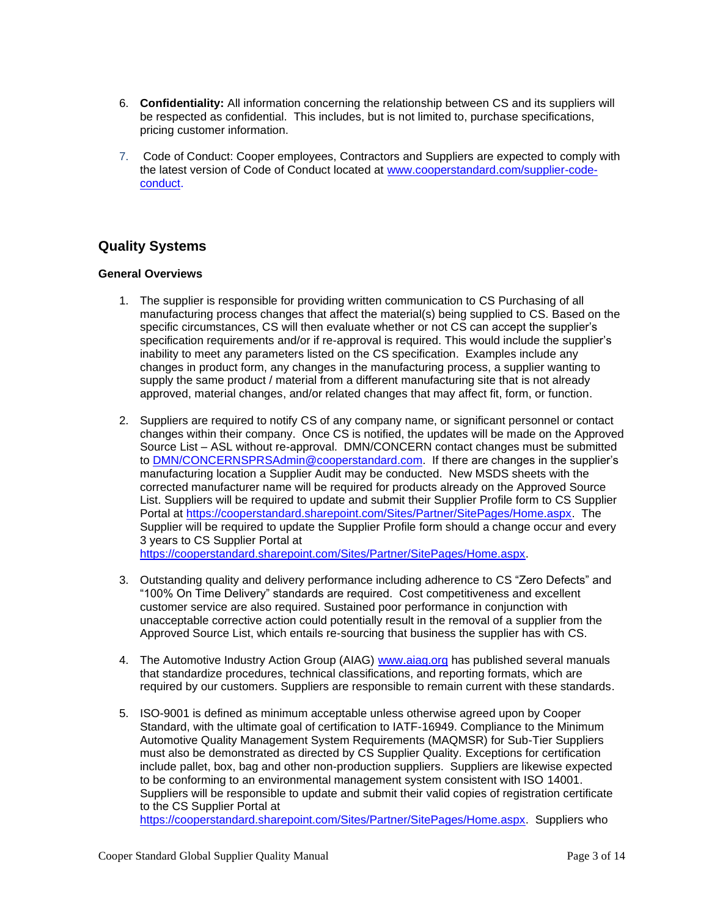6. **Confidentiality:** All information concerning the relationship between CS and its suppliers will be respected as confidential. This includes, but is not limited to, purchase specifications, pricing customer information.

7. Code of Conduct: Cooper employees, Contractors and Suppliers are expected to comply with the latest version of Code of Conduct located at [www.cooperstandard.com/supplier-code-conduct](www.cooperstandard.com/supplier-code-conduct).

## Quality Systems

### General Overviews

1. The supplier is responsible for providing written communication to CS Purchasing of all manufacturing process changes that affect the material(s) being supplied to CS. Based on the specific circumstances, CS will then evaluate whether or not CS can accept the supplier's specification requirements and/or if re-approval is required. This would include the supplier's inability to meet any parameters listed on the CS specification. Examples include any changes in product form, any changes in the manufacturing process, a supplier wanting to supply the same product / material from a different manufacturing site that is not already approved, material changes, and/or related changes that may affect fit, form, or function.

2. Suppliers are required to notify CS of any company name, or significant personnel or contact changes within their company. Once CS is notified, the updates will be made on the Approved Source List – ASL without re-approval. DMN/CONCERN contact changes must be submitted to [DMN/CONCERNSPRSAdmin@cooperstandard.com](mailto:DMN/CONCERNSPRSAdmin@cooperstandard.com). If there are changes in the supplier's manufacturing location a Supplier Audit may be conducted. New MSDS sheets with the corrected manufacturer name will be required for products already on the Approved Source List. Suppliers will be required to update and submit their Supplier Profile form to CS Supplier Portal at [https://cooperstandard.sharepoint.com/Sites/Partner/SitePages/Home.aspx](https://cooperstandard.sharepoint.com/Sites/Partner/SitePages/Home.aspx). The Supplier will be required to update the Supplier Profile form should a change occur and every 3 years to CS Supplier Portal at [https://cooperstandard.sharepoint.com/Sites/Partner/SitePages/Home.aspx](https://cooperstandard.sharepoint.com/Sites/Partner/SitePages/Home.aspx).

3. Outstanding quality and delivery performance including adherence to CS "Zero Defects" and "100% On Time Delivery" standards are required. Cost competitiveness and excellent customer service are also required. Sustained poor performance in conjunction with unacceptable corrective action could potentially result in the removal of a supplier from the Approved Source List, which entails re-sourcing that business the supplier has with CS.

4. The Automotive Industry Action Group (AIAG) [www.aiag.org](www.aiag.org) has published several manuals that standardize procedures, technical classifications, and reporting formats, which are required by our customers. Suppliers are responsible to remain current with these standards.

5. ISO-9001 is defined as minimum acceptable unless otherwise agreed upon by Cooper Standard, with the ultimate goal of certification to IATF-16949. Compliance to the Minimum Automotive Quality Management System Requirements (MAQMSR) for Sub-Tier Suppliers must also be demonstrated as directed by CS Supplier Quality. Exceptions for certification include pallet, box, bag and other non-production suppliers. Suppliers are likewise expected to be conforming to an environmental management system consistent with ISO 14001. Suppliers will be responsible to update and submit their valid copies of registration certificate to the CS Supplier Portal at [https://cooperstandard.sharepoint.com/Sites/Partner/SitePages/Home.aspx](https://cooperstandard.sharepoint.com/Sites/Partner/SitePages/Home.aspx). Suppliers who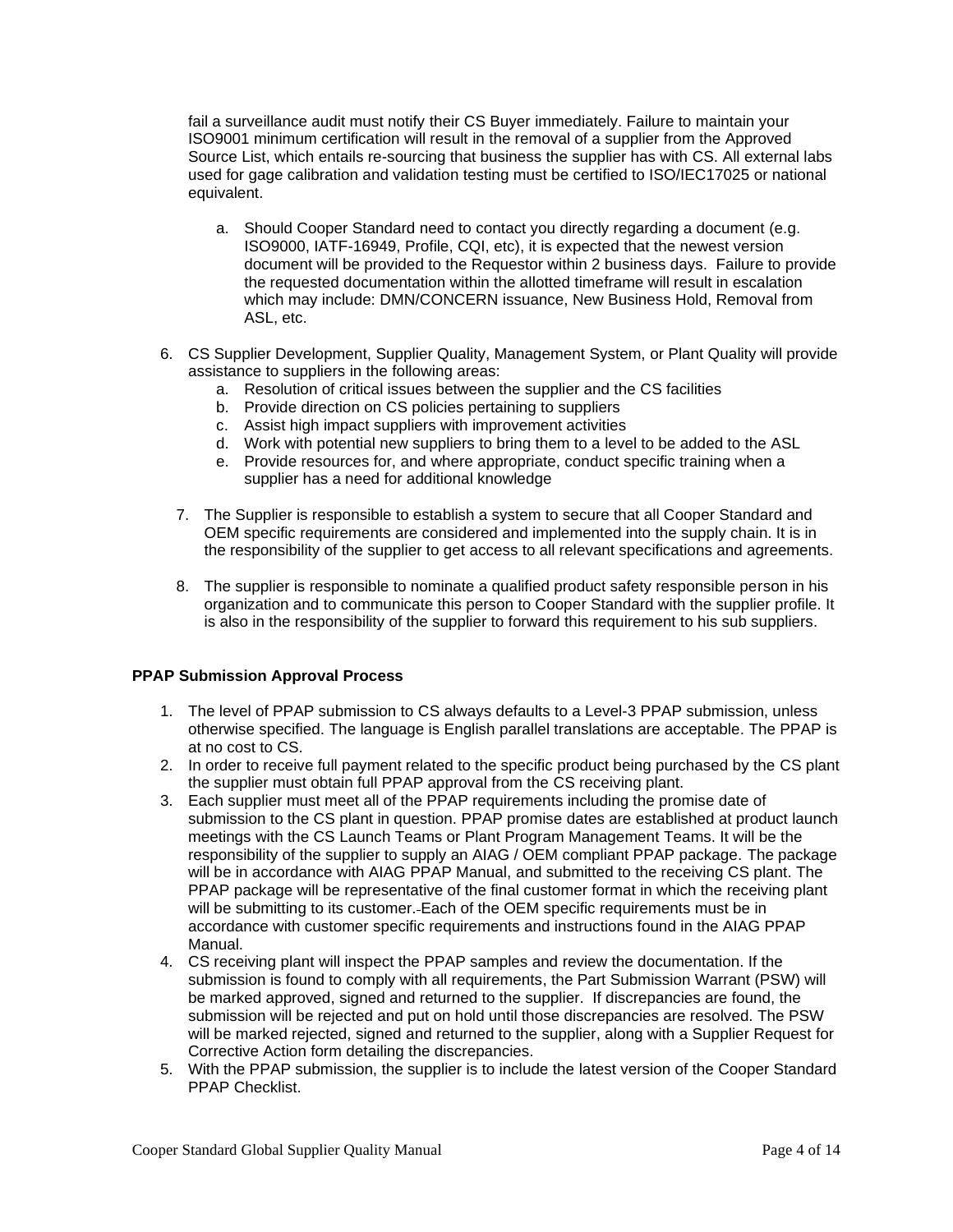fail a surveillance audit must notify their CS Buyer immediately. Failure to maintain your ISO9001 minimum certification will result in the removal of a supplier from the Approved Source List, which entails re-sourcing that business the supplier has with CS. All external labs used for gage calibration and validation testing must be certified to ISO/IEC17025 or national equivalent.

   a. Should Cooper Standard need to contact you directly regarding a document (e.g. ISO9000, IATF-16949, Profile, CQI, etc), it is expected that the newest version document will be provided to the Requestor within 2 business days. Failure to provide the requested documentation within the allotted timeframe will result in escalation which may include: DMN/CONCERN issuance, New Business Hold, Removal from ASL, etc.

6. CS Supplier Development, Supplier Quality, Management System, or Plant Quality will provide assistance to suppliers in the following areas:
   a. Resolution of critical issues between the supplier and the CS facilities
   b. Provide direction on CS policies pertaining to suppliers
   c. Assist high impact suppliers with improvement activities
   d. Work with potential new suppliers to bring them to a level to be added to the ASL
   e. Provide resources for, and where appropriate, conduct specific training when a supplier has a need for additional knowledge

7. The Supplier is responsible to establish a system to secure that all Cooper Standard and OEM specific requirements are considered and implemented into the supply chain. It is in the responsibility of the supplier to get access to all relevant specifications and agreements.

8. The supplier is responsible to nominate a qualified product safety responsible person in his organization and to communicate this person to Cooper Standard with the supplier profile. It is also in the responsibility of the supplier to forward this requirement to his sub suppliers.

**PPAP Submission Approval Process**

1. The level of PPAP submission to CS always defaults to a Level-3 PPAP submission, unless otherwise specified. The language is English parallel translations are acceptable. The PPAP is at no cost to CS.
2. In order to receive full payment related to the specific product being purchased by the CS plant the supplier must obtain full PPAP approval from the CS receiving plant.
3. Each supplier must meet all of the PPAP requirements including the promise date of submission to the CS plant in question. PPAP promise dates are established at product launch meetings with the CS Launch Teams or Plant Program Management Teams. It will be the responsibility of the supplier to supply an AIAG / OEM compliant PPAP package. The package will be in accordance with AIAG PPAP Manual, and submitted to the receiving CS plant. The PPAP package will be representative of the final customer format in which the receiving plant will be submitting to its customer. Each of the OEM specific requirements must be in accordance with customer specific requirements and instructions found in the AIAG PPAP Manual.
4. CS receiving plant will inspect the PPAP samples and review the documentation. If the submission is found to comply with all requirements, the Part Submission Warrant (PSW) will be marked approved, signed and returned to the supplier. If discrepancies are found, the submission will be rejected and put on hold until those discrepancies are resolved. The PSW will be marked rejected, signed and returned to the supplier, along with a Supplier Request for Corrective Action form detailing the discrepancies.
5. With the PPAP submission, the supplier is to include the latest version of the Cooper Standard PPAP Checklist.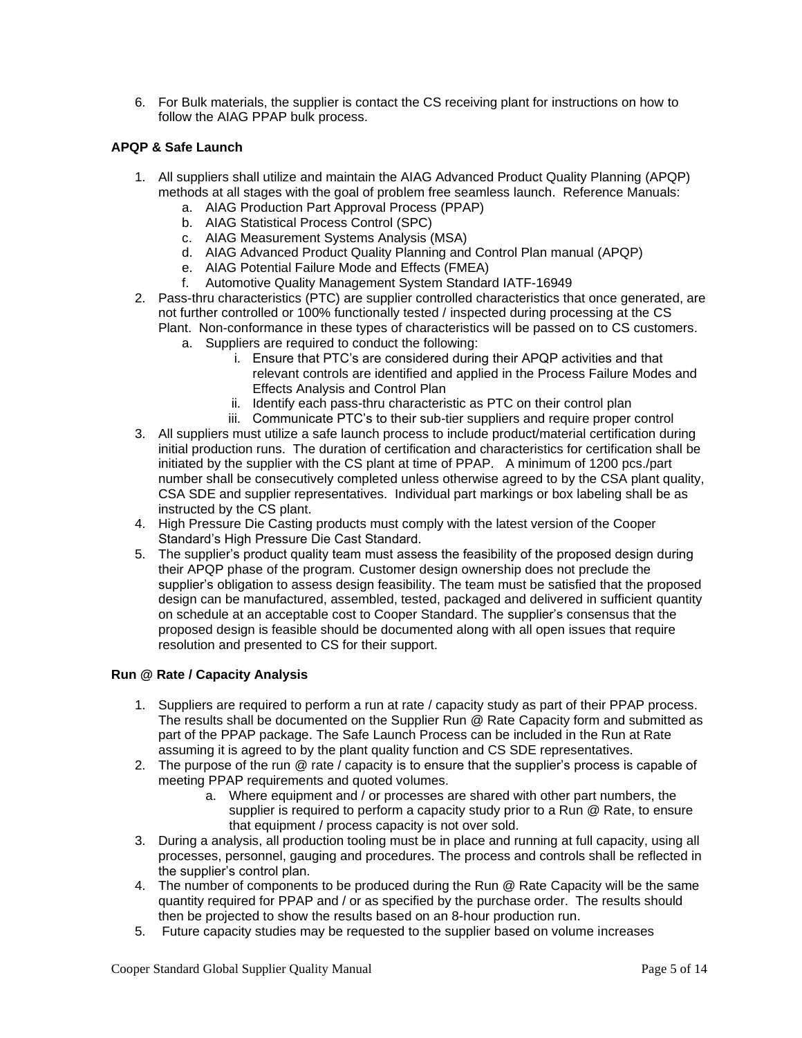6. For Bulk materials, the supplier is contact the CS receiving plant for instructions on how to follow the AIAG PPAP bulk process.

**APQP & Safe Launch**

1. All suppliers shall utilize and maintain the AIAG Advanced Product Quality Planning (APQP) methods at all stages with the goal of problem free seamless launch. Reference Manuals:
   a. AIAG Production Part Approval Process (PPAP)
   b. AIAG Statistical Process Control (SPC)
   c. AIAG Measurement Systems Analysis (MSA)
   d. AIAG Advanced Product Quality Planning and Control Plan manual (APQP)
   e. AIAG Potential Failure Mode and Effects (FMEA)
   f. Automotive Quality Management System Standard IATF-16949
2. Pass-thru characteristics (PTC) are supplier controlled characteristics that once generated, are not further controlled or 100% functionally tested / inspected during processing at the CS Plant. Non-conformance in these types of characteristics will be passed on to CS customers.
   a. Suppliers are required to conduct the following:
      i. Ensure that PTC's are considered during their APQP activities and that relevant controls are identified and applied in the Process Failure Modes and Effects Analysis and Control Plan
      ii. Identify each pass-thru characteristic as PTC on their control plan
      iii. Communicate PTC's to their sub-tier suppliers and require proper control
3. All suppliers must utilize a safe launch process to include product/material certification during initial production runs. The duration of certification and characteristics for certification shall be initiated by the supplier with the CS plant at time of PPAP. A minimum of 1200 pcs./part number shall be consecutively completed unless otherwise agreed to by the CSA plant quality, CSA SDE and supplier representatives. Individual part markings or box labeling shall be as instructed by the CS plant.
4. High Pressure Die Casting products must comply with the latest version of the Cooper Standard's High Pressure Die Cast Standard.
5. The supplier's product quality team must assess the feasibility of the proposed design during their APQP phase of the program. Customer design ownership does not preclude the supplier's obligation to assess design feasibility. The team must be satisfied that the proposed design can be manufactured, assembled, tested, packaged and delivered in sufficient quantity on schedule at an acceptable cost to Cooper Standard. The supplier's consensus that the proposed design is feasible should be documented along with all open issues that require resolution and presented to CS for their support.

**Run @ Rate / Capacity Analysis**

1. Suppliers are required to perform a run at rate / capacity study as part of their PPAP process. The results shall be documented on the Supplier Run @ Rate Capacity form and submitted as part of the PPAP package. The Safe Launch Process can be included in the Run at Rate assuming it is agreed to by the plant quality function and CS SDE representatives.
2. The purpose of the run @ rate / capacity is to ensure that the supplier's process is capable of meeting PPAP requirements and quoted volumes.
   a. Where equipment and / or processes are shared with other part numbers, the supplier is required to perform a capacity study prior to a Run @ Rate, to ensure that equipment / process capacity is not over sold.
3. During a analysis, all production tooling must be in place and running at full capacity, using all processes, personnel, gauging and procedures. The process and controls shall be reflected in the supplier's control plan.
4. The number of components to be produced during the Run @ Rate Capacity will be the same quantity required for PPAP and / or as specified by the purchase order. The results should then be projected to show the results based on an 8-hour production run.
5. Future capacity studies may be requested to the supplier based on volume increases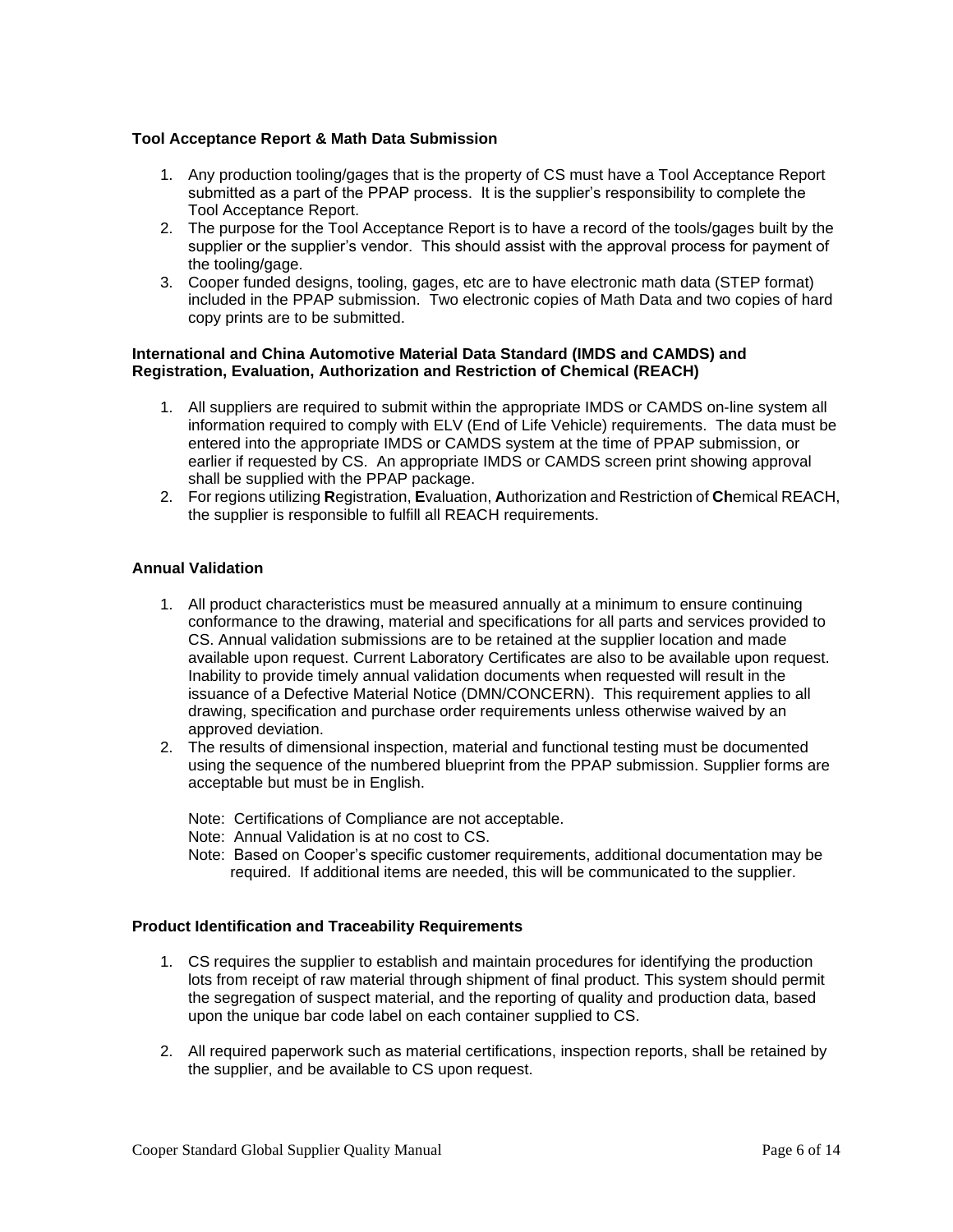**Tool Acceptance Report & Math Data Submission**

1. Any production tooling/gages that is the property of CS must have a Tool Acceptance Report submitted as a part of the PPAP process. It is the supplier's responsibility to complete the Tool Acceptance Report.
2. The purpose for the Tool Acceptance Report is to have a record of the tools/gages built by the supplier or the supplier's vendor. This should assist with the approval process for payment of the tooling/gage.
3. Cooper funded designs, tooling, gages, etc are to have electronic math data (STEP format) included in the PPAP submission. Two electronic copies of Math Data and two copies of hard copy prints are to be submitted.

**International and China Automotive Material Data Standard (IMDS and CAMDS) and Registration, Evaluation, Authorization and Restriction of Chemical (REACH)**

1. All suppliers are required to submit within the appropriate IMDS or CAMDS on-line system all information required to comply with ELV (End of Life Vehicle) requirements. The data must be entered into the appropriate IMDS or CAMDS system at the time of PPAP submission, or earlier if requested by CS. An appropriate IMDS or CAMDS screen print showing approval shall be supplied with the PPAP package.
2. For regions utilizing **R**egistration, **E**valuation, **A**uthorization and Restriction of **Ch**emical REACH, the supplier is responsible to fulfill all REACH requirements.

**Annual Validation**

1. All product characteristics must be measured annually at a minimum to ensure continuing conformance to the drawing, material and specifications for all parts and services provided to CS. Annual validation submissions are to be retained at the supplier location and made available upon request. Current Laboratory Certificates are also to be available upon request. Inability to provide timely annual validation documents when requested will result in the issuance of a Defective Material Notice (DMN/CONCERN). This requirement applies to all drawing, specification and purchase order requirements unless otherwise waived by an approved deviation.
2. The results of dimensional inspection, material and functional testing must be documented using the sequence of the numbered blueprint from the PPAP submission. Supplier forms are acceptable but must be in English.

   Note: Certifications of Compliance are not acceptable.
   Note: Annual Validation is at no cost to CS.
   Note: Based on Cooper's specific customer requirements, additional documentation may be required. If additional items are needed, this will be communicated to the supplier.

**Product Identification and Traceability Requirements**

1. CS requires the supplier to establish and maintain procedures for identifying the production lots from receipt of raw material through shipment of final product. This system should permit the segregation of suspect material, and the reporting of quality and production data, based upon the unique bar code label on each container supplied to CS.

2. All required paperwork such as material certifications, inspection reports, shall be retained by the supplier, and be available to CS upon request.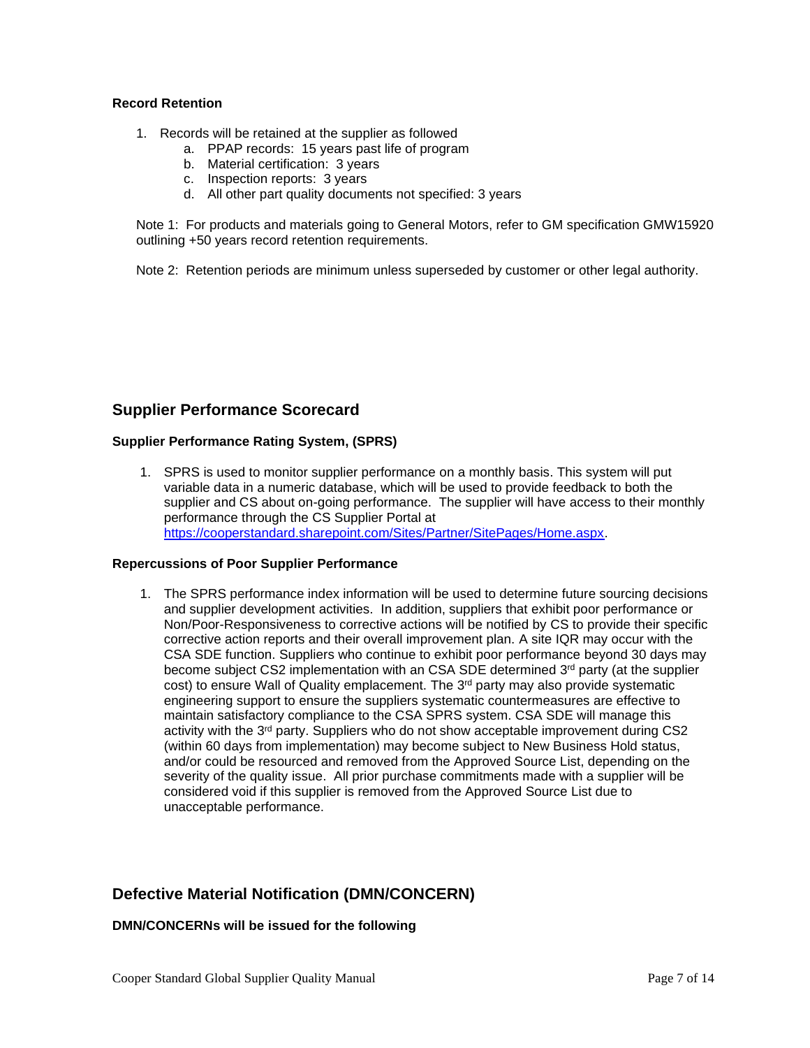### Record Retention

1. Records will be retained at the supplier as followed
   a. PPAP records: 15 years past life of program
   b. Material certification: 3 years
   c. Inspection reports: 3 years
   d. All other part quality documents not specified: 3 years

Note 1: For products and materials going to General Motors, refer to GM specification GMW15920 outlining +50 years record retention requirements.

Note 2: Retention periods are minimum unless superseded by customer or other legal authority.

## Supplier Performance Scorecard

### Supplier Performance Rating System, (SPRS)

1. SPRS is used to monitor supplier performance on a monthly basis. This system will put variable data in a numeric database, which will be used to provide feedback to both the supplier and CS about on-going performance. The supplier will have access to their monthly performance through the CS Supplier Portal at [https://cooperstandard.sharepoint.com/Sites/Partner/SitePages/Home.aspx](https://cooperstandard.sharepoint.com/Sites/Partner/SitePages/Home.aspx).

### Repercussions of Poor Supplier Performance

1. The SPRS performance index information will be used to determine future sourcing decisions and supplier development activities. In addition, suppliers that exhibit poor performance or Non/Poor-Responsiveness to corrective actions will be notified by CS to provide their specific corrective action reports and their overall improvement plan. A site IQR may occur with the CSA SDE function. Suppliers who continue to exhibit poor performance beyond 30 days may become subject CS2 implementation with an CSA SDE determined 3rd party (at the supplier cost) to ensure Wall of Quality emplacement. The 3rd party may also provide systematic engineering support to ensure the suppliers systematic countermeasures are effective to maintain satisfactory compliance to the CSA SPRS system. CSA SDE will manage this activity with the 3rd party. Suppliers who do not show acceptable improvement during CS2 (within 60 days from implementation) may become subject to New Business Hold status, and/or could be resourced and removed from the Approved Source List, depending on the severity of the quality issue. All prior purchase commitments made with a supplier will be considered void if this supplier is removed from the Approved Source List due to unacceptable performance.

## Defective Material Notification (DMN/CONCERN)

### DMN/CONCERNs will be issued for the following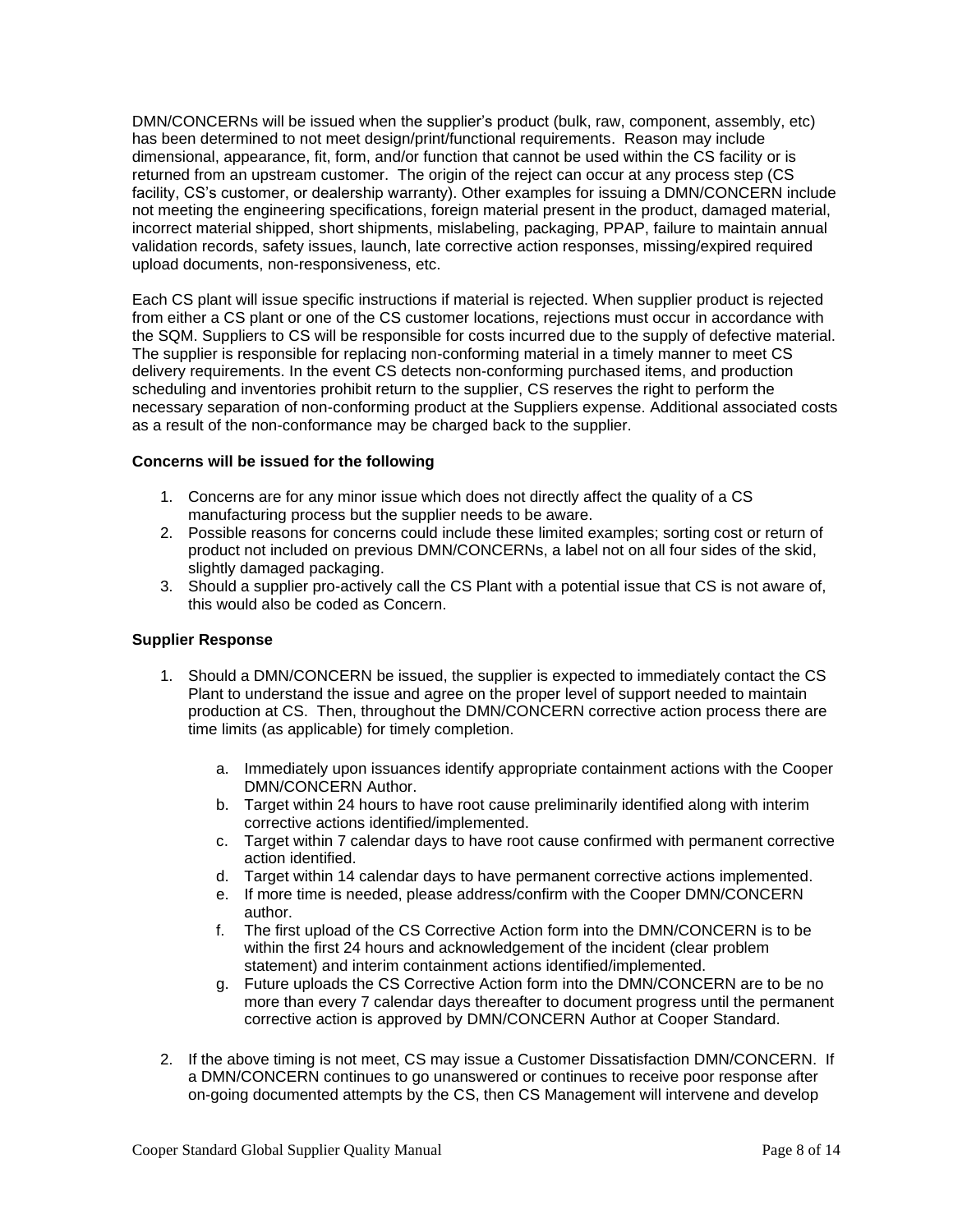DMN/CONCERNs will be issued when the supplier's product (bulk, raw, component, assembly, etc) has been determined to not meet design/print/functional requirements. Reason may include dimensional, appearance, fit, form, and/or function that cannot be used within the CS facility or is returned from an upstream customer. The origin of the reject can occur at any process step (CS facility, CS's customer, or dealership warranty). Other examples for issuing a DMN/CONCERN include not meeting the engineering specifications, foreign material present in the product, damaged material, incorrect material shipped, short shipments, mislabeling, packaging, PPAP, failure to maintain annual validation records, safety issues, launch, late corrective action responses, missing/expired required upload documents, non-responsiveness, etc.

Each CS plant will issue specific instructions if material is rejected. When supplier product is rejected from either a CS plant or one of the CS customer locations, rejections must occur in accordance with the SQM. Suppliers to CS will be responsible for costs incurred due to the supply of defective material. The supplier is responsible for replacing non-conforming material in a timely manner to meet CS delivery requirements. In the event CS detects non-conforming purchased items, and production scheduling and inventories prohibit return to the supplier, CS reserves the right to perform the necessary separation of non-conforming product at the Suppliers expense. Additional associated costs as a result of the non-conformance may be charged back to the supplier.

**Concerns will be issued for the following**

1. Concerns are for any minor issue which does not directly affect the quality of a CS manufacturing process but the supplier needs to be aware.
2. Possible reasons for concerns could include these limited examples; sorting cost or return of product not included on previous DMN/CONCERNs, a label not on all four sides of the skid, slightly damaged packaging.
3. Should a supplier pro-actively call the CS Plant with a potential issue that CS is not aware of, this would also be coded as Concern.

**Supplier Response**

1. Should a DMN/CONCERN be issued, the supplier is expected to immediately contact the CS Plant to understand the issue and agree on the proper level of support needed to maintain production at CS. Then, throughout the DMN/CONCERN corrective action process there are time limits (as applicable) for timely completion.

    a. Immediately upon issuances identify appropriate containment actions with the Cooper DMN/CONCERN Author.
    b. Target within 24 hours to have root cause preliminarily identified along with interim corrective actions identified/implemented.
    c. Target within 7 calendar days to have root cause confirmed with permanent corrective action identified.
    d. Target within 14 calendar days to have permanent corrective actions implemented.
    e. If more time is needed, please address/confirm with the Cooper DMN/CONCERN author.
    f. The first upload of the CS Corrective Action form into the DMN/CONCERN is to be within the first 24 hours and acknowledgement of the incident (clear problem statement) and interim containment actions identified/implemented.
    g. Future uploads the CS Corrective Action form into the DMN/CONCERN are to be no more than every 7 calendar days thereafter to document progress until the permanent corrective action is approved by DMN/CONCERN Author at Cooper Standard.

2. If the above timing is not meet, CS may issue a Customer Dissatisfaction DMN/CONCERN. If a DMN/CONCERN continues to go unanswered or continues to receive poor response after on-going documented attempts by the CS, then CS Management will intervene and develop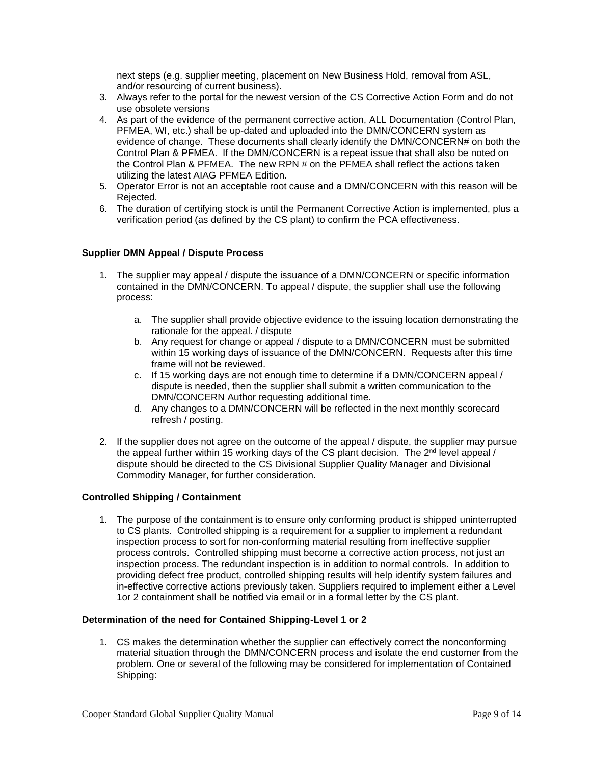next steps (e.g. supplier meeting, placement on New Business Hold, removal from ASL, and/or resourcing of current business).

3. Always refer to the portal for the newest version of the CS Corrective Action Form and do not use obsolete versions
4. As part of the evidence of the permanent corrective action, ALL Documentation (Control Plan, PFMEA, WI, etc.) shall be up-dated and uploaded into the DMN/CONCERN system as evidence of change. These documents shall clearly identify the DMN/CONCERN# on both the Control Plan & PFMEA. If the DMN/CONCERN is a repeat issue that shall also be noted on the Control Plan & PFMEA. The new RPN # on the PFMEA shall reflect the actions taken utilizing the latest AIAG PFMEA Edition.
5. Operator Error is not an acceptable root cause and a DMN/CONCERN with this reason will be Rejected.
6. The duration of certifying stock is until the Permanent Corrective Action is implemented, plus a verification period (as defined by the CS plant) to confirm the PCA effectiveness.

**Supplier DMN Appeal / Dispute Process**

1. The supplier may appeal / dispute the issuance of a DMN/CONCERN or specific information contained in the DMN/CONCERN. To appeal / dispute, the supplier shall use the following process:

   a. The supplier shall provide objective evidence to the issuing location demonstrating the rationale for the appeal. / dispute
   b. Any request for change or appeal / dispute to a DMN/CONCERN must be submitted within 15 working days of issuance of the DMN/CONCERN. Requests after this time frame will not be reviewed.
   c. If 15 working days are not enough time to determine if a DMN/CONCERN appeal / dispute is needed, then the supplier shall submit a written communication to the DMN/CONCERN Author requesting additional time.
   d. Any changes to a DMN/CONCERN will be reflected in the next monthly scorecard refresh / posting.

2. If the supplier does not agree on the outcome of the appeal / dispute, the supplier may pursue the appeal further within 15 working days of the CS plant decision. The 2nd level appeal / dispute should be directed to the CS Divisional Supplier Quality Manager and Divisional Commodity Manager, for further consideration.

**Controlled Shipping / Containment**

1. The purpose of the containment is to ensure only conforming product is shipped uninterrupted to CS plants. Controlled shipping is a requirement for a supplier to implement a redundant inspection process to sort for non-conforming material resulting from ineffective supplier process controls. Controlled shipping must become a corrective action process, not just an inspection process. The redundant inspection is in addition to normal controls. In addition to providing defect free product, controlled shipping results will help identify system failures and in-effective corrective actions previously taken. Suppliers required to implement either a Level 1or 2 containment shall be notified via email or in a formal letter by the CS plant.

**Determination of the need for Contained Shipping-Level 1 or 2**

1. CS makes the determination whether the supplier can effectively correct the nonconforming material situation through the DMN/CONCERN process and isolate the end customer from the problem. One or several of the following may be considered for implementation of Contained Shipping: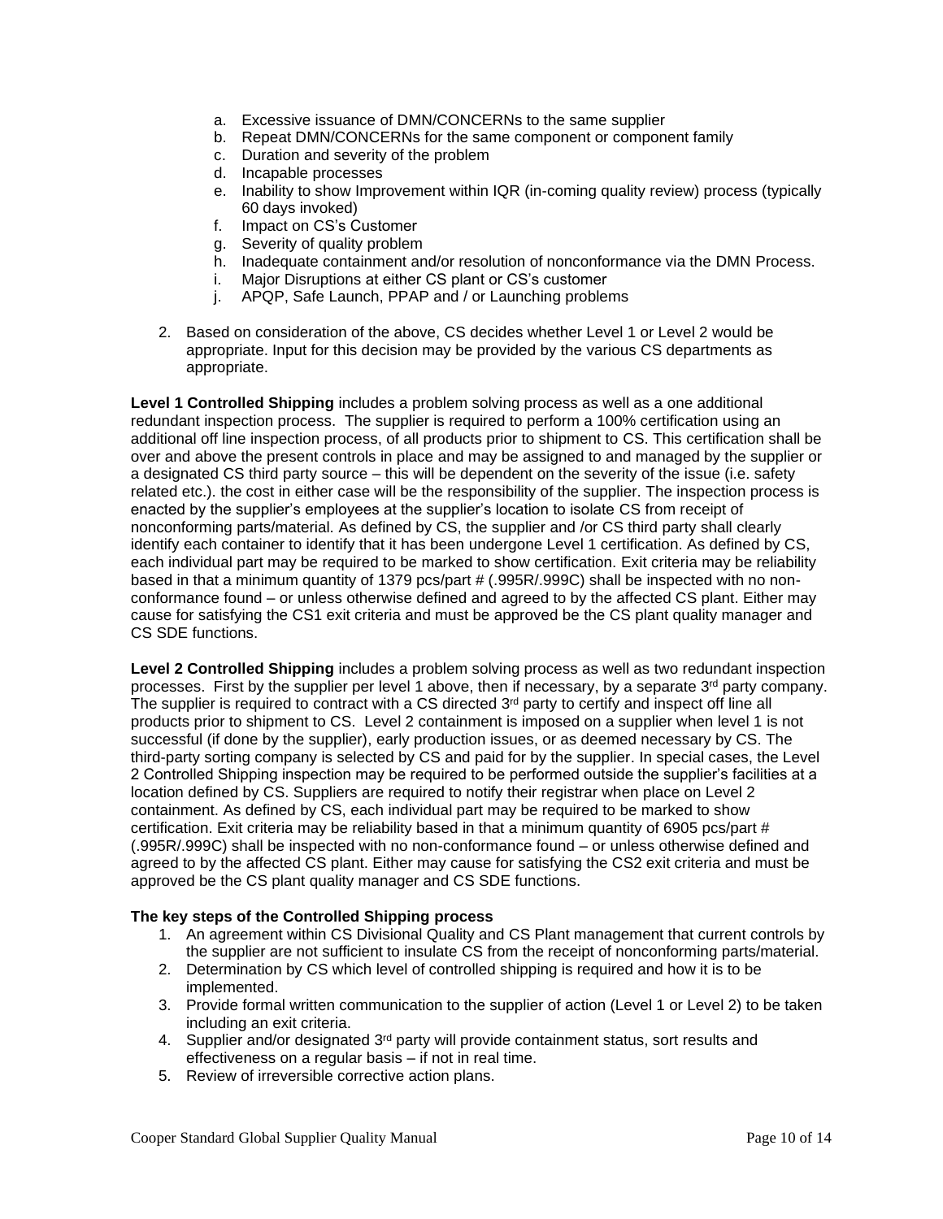a. Excessive issuance of DMN/CONCERNs to the same supplier
b. Repeat DMN/CONCERNs for the same component or component family
c. Duration and severity of the problem
d. Incapable processes
e. Inability to show Improvement within IQR (in-coming quality review) process (typically 60 days invoked)
f. Impact on CS's Customer
g. Severity of quality problem
h. Inadequate containment and/or resolution of nonconformance via the DMN Process.
i. Major Disruptions at either CS plant or CS's customer
j. APQP, Safe Launch, PPAP and / or Launching problems

2. Based on consideration of the above, CS decides whether Level 1 or Level 2 would be appropriate. Input for this decision may be provided by the various CS departments as appropriate.

**Level 1 Controlled Shipping** includes a problem solving process as well as a one additional redundant inspection process. The supplier is required to perform a 100% certification using an additional off line inspection process, of all products prior to shipment to CS. This certification shall be over and above the present controls in place and may be assigned to and managed by the supplier or a designated CS third party source – this will be dependent on the severity of the issue (i.e. safety related etc.). the cost in either case will be the responsibility of the supplier. The inspection process is enacted by the supplier's employees at the supplier's location to isolate CS from receipt of nonconforming parts/material. As defined by CS, the supplier and /or CS third party shall clearly identify each container to identify that it has been undergone Level 1 certification. As defined by CS, each individual part may be required to be marked to show certification. Exit criteria may be reliability based in that a minimum quantity of 1379 pcs/part # (.995R/.999C) shall be inspected with no non-conformance found – or unless otherwise defined and agreed to by the affected CS plant. Either may cause for satisfying the CS1 exit criteria and must be approved be the CS plant quality manager and CS SDE functions.

**Level 2 Controlled Shipping** includes a problem solving process as well as two redundant inspection processes. First by the supplier per level 1 above, then if necessary, by a separate 3rd party company. The supplier is required to contract with a CS directed 3rd party to certify and inspect off line all products prior to shipment to CS. Level 2 containment is imposed on a supplier when level 1 is not successful (if done by the supplier), early production issues, or as deemed necessary by CS. The third-party sorting company is selected by CS and paid for by the supplier. In special cases, the Level 2 Controlled Shipping inspection may be required to be performed outside the supplier's facilities at a location defined by CS. Suppliers are required to notify their registrar when place on Level 2 containment. As defined by CS, each individual part may be required to be marked to show certification. Exit criteria may be reliability based in that a minimum quantity of 6905 pcs/part # (.995R/.999C) shall be inspected with no non-conformance found – or unless otherwise defined and agreed to by the affected CS plant. Either may cause for satisfying the CS2 exit criteria and must be approved be the CS plant quality manager and CS SDE functions.

**The key steps of the Controlled Shipping process**

1. An agreement within CS Divisional Quality and CS Plant management that current controls by the supplier are not sufficient to insulate CS from the receipt of nonconforming parts/material.
2. Determination by CS which level of controlled shipping is required and how it is to be implemented.
3. Provide formal written communication to the supplier of action (Level 1 or Level 2) to be taken including an exit criteria.
4. Supplier and/or designated 3rd party will provide containment status, sort results and effectiveness on a regular basis – if not in real time.
5. Review of irreversible corrective action plans.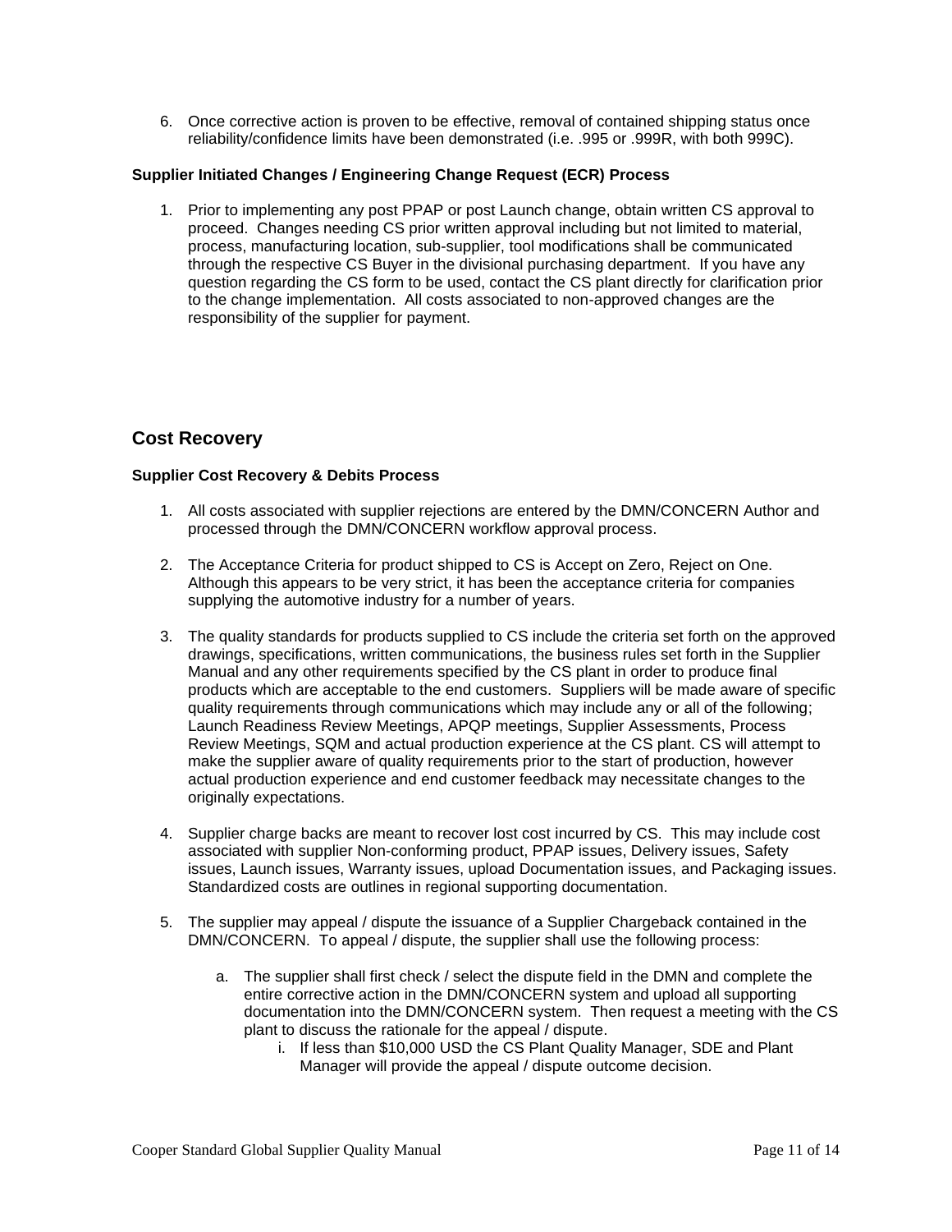6. Once corrective action is proven to be effective, removal of contained shipping status once reliability/confidence limits have been demonstrated (i.e. .995 or .999R, with both 999C).

**Supplier Initiated Changes / Engineering Change Request (ECR) Process**

1. Prior to implementing any post PPAP or post Launch change, obtain written CS approval to proceed. Changes needing CS prior written approval including but not limited to material, process, manufacturing location, sub-supplier, tool modifications shall be communicated through the respective CS Buyer in the divisional purchasing department. If you have any question regarding the CS form to be used, contact the CS plant directly for clarification prior to the change implementation. All costs associated to non-approved changes are the responsibility of the supplier for payment.

## Cost Recovery

**Supplier Cost Recovery & Debits Process**

1. All costs associated with supplier rejections are entered by the DMN/CONCERN Author and processed through the DMN/CONCERN workflow approval process.

2. The Acceptance Criteria for product shipped to CS is Accept on Zero, Reject on One. Although this appears to be very strict, it has been the acceptance criteria for companies supplying the automotive industry for a number of years.

3. The quality standards for products supplied to CS include the criteria set forth on the approved drawings, specifications, written communications, the business rules set forth in the Supplier Manual and any other requirements specified by the CS plant in order to produce final products which are acceptable to the end customers. Suppliers will be made aware of specific quality requirements through communications which may include any or all of the following; Launch Readiness Review Meetings, APQP meetings, Supplier Assessments, Process Review Meetings, SQM and actual production experience at the CS plant. CS will attempt to make the supplier aware of quality requirements prior to the start of production, however actual production experience and end customer feedback may necessitate changes to the originally expectations.

4. Supplier charge backs are meant to recover lost cost incurred by CS. This may include cost associated with supplier Non-conforming product, PPAP issues, Delivery issues, Safety issues, Launch issues, Warranty issues, upload Documentation issues, and Packaging issues. Standardized costs are outlines in regional supporting documentation.

5. The supplier may appeal / dispute the issuance of a Supplier Chargeback contained in the DMN/CONCERN. To appeal / dispute, the supplier shall use the following process:

   a. The supplier shall first check / select the dispute field in the DMN and complete the entire corrective action in the DMN/CONCERN system and upload all supporting documentation into the DMN/CONCERN system. Then request a meeting with the CS plant to discuss the rationale for the appeal / dispute.
      i. If less than $10,000 USD the CS Plant Quality Manager, SDE and Plant Manager will provide the appeal / dispute outcome decision.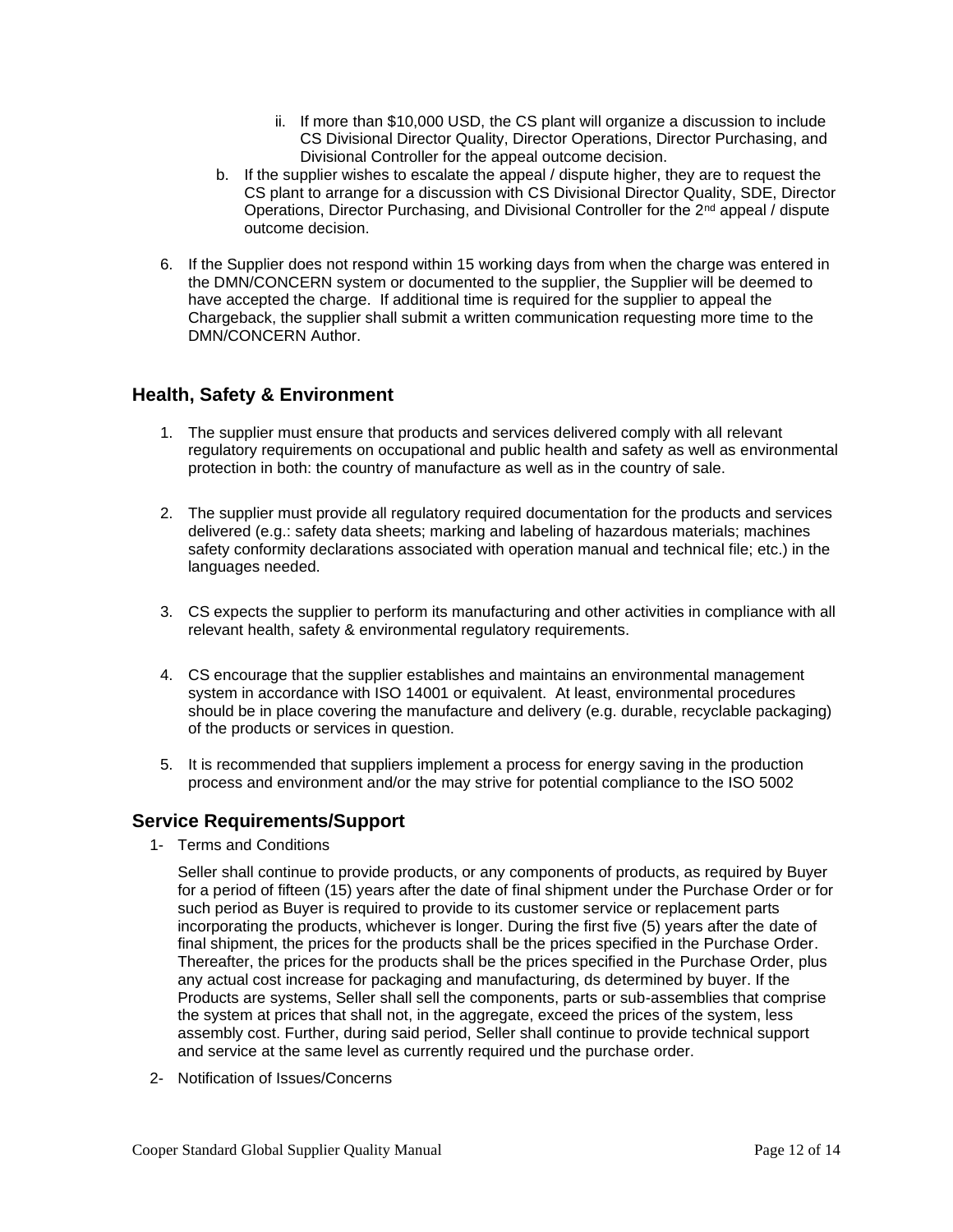ii. If more than $10,000 USD, the CS plant will organize a discussion to include CS Divisional Director Quality, Director Operations, Director Purchasing, and Divisional Controller for the appeal outcome decision.

  b. If the supplier wishes to escalate the appeal / dispute higher, they are to request the CS plant to arrange for a discussion with CS Divisional Director Quality, SDE, Director Operations, Director Purchasing, and Divisional Controller for the 2nd appeal / dispute outcome decision.

6. If the Supplier does not respond within 15 working days from when the charge was entered in the DMN/CONCERN system or documented to the supplier, the Supplier will be deemed to have accepted the charge. If additional time is required for the supplier to appeal the Chargeback, the supplier shall submit a written communication requesting more time to the DMN/CONCERN Author.

## Health, Safety & Environment

1. The supplier must ensure that products and services delivered comply with all relevant regulatory requirements on occupational and public health and safety as well as environmental protection in both: the country of manufacture as well as in the country of sale.

2. The supplier must provide all regulatory required documentation for the products and services delivered (e.g.: safety data sheets; marking and labeling of hazardous materials; machines safety conformity declarations associated with operation manual and technical file; etc.) in the languages needed.

3. CS expects the supplier to perform its manufacturing and other activities in compliance with all relevant health, safety & environmental regulatory requirements.

4. CS encourage that the supplier establishes and maintains an environmental management system in accordance with ISO 14001 or equivalent. At least, environmental procedures should be in place covering the manufacture and delivery (e.g. durable, recyclable packaging) of the products or services in question.

5. It is recommended that suppliers implement a process for energy saving in the production process and environment and/or the may strive for potential compliance to the ISO 5002

## Service Requirements/Support

1- Terms and Conditions

Seller shall continue to provide products, or any components of products, as required by Buyer for a period of fifteen (15) years after the date of final shipment under the Purchase Order or for such period as Buyer is required to provide to its customer service or replacement parts incorporating the products, whichever is longer. During the first five (5) years after the date of final shipment, the prices for the products shall be the prices specified in the Purchase Order. Thereafter, the prices for the products shall be the prices specified in the Purchase Order, plus any actual cost increase for packaging and manufacturing, ds determined by buyer. If the Products are systems, Seller shall sell the components, parts or sub-assemblies that comprise the system at prices that shall not, in the aggregate, exceed the prices of the system, less assembly cost. Further, during said period, Seller shall continue to provide technical support and service at the same level as currently required und the purchase order.

2- Notification of Issues/Concerns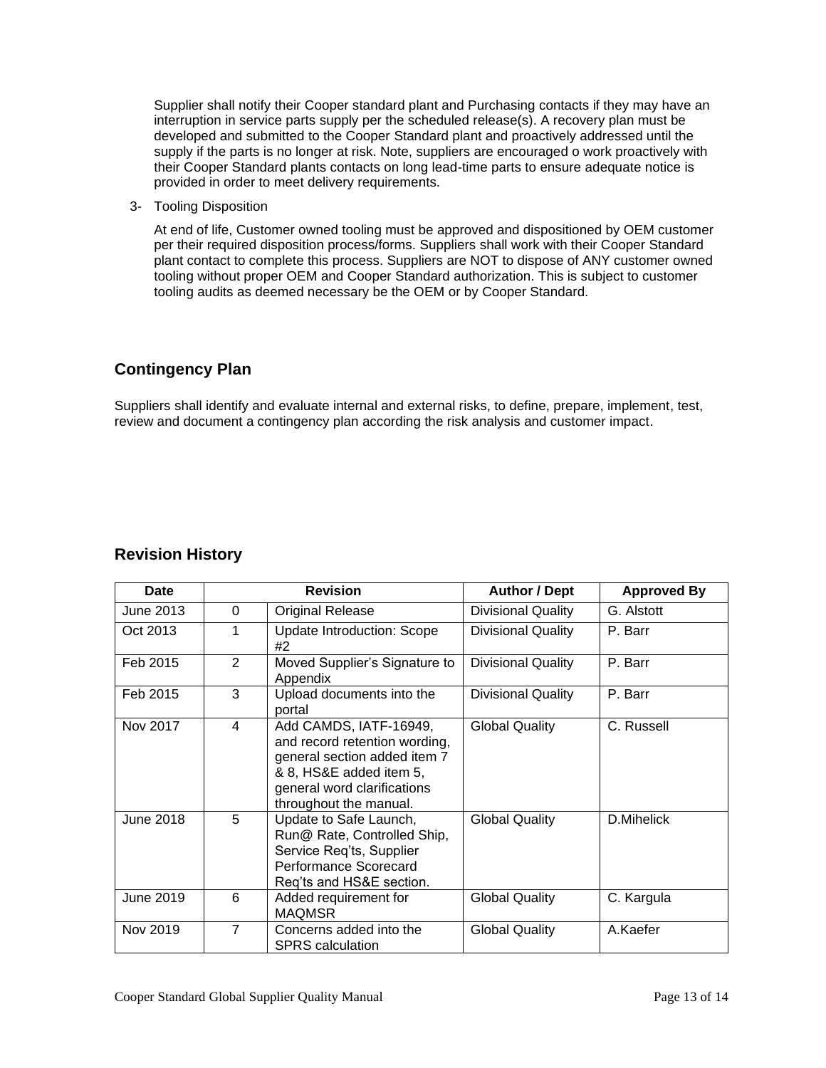Supplier shall notify their Cooper standard plant and Purchasing contacts if they may have an interruption in service parts supply per the scheduled release(s). A recovery plan must be developed and submitted to the Cooper Standard plant and proactively addressed until the supply if the parts is no longer at risk. Note, suppliers are encouraged o work proactively with their Cooper Standard plants contacts on long lead-time parts to ensure adequate notice is provided in order to meet delivery requirements.

3- Tooling Disposition

At end of life, Customer owned tooling must be approved and dispositioned by OEM customer per their required disposition process/forms. Suppliers shall work with their Cooper Standard plant contact to complete this process. Suppliers are NOT to dispose of ANY customer owned tooling without proper OEM and Cooper Standard authorization. This is subject to customer tooling audits as deemed necessary be the OEM or by Cooper Standard.

## Contingency Plan

Suppliers shall identify and evaluate internal and external risks, to define, prepare, implement, test, review and document a contingency plan according the risk analysis and customer impact.

## Revision History

| Date | Revision | | Author / Dept | Approved By |
|---|---|---|---|---|
| June 2013 | 0 | Original Release | Divisional Quality | G. Alstott |
| Oct 2013 | 1 | Update Introduction: Scope #2 | Divisional Quality | P. Barr |
| Feb 2015 | 2 | Moved Supplier's Signature to Appendix | Divisional Quality | P. Barr |
| Feb 2015 | 3 | Upload documents into the portal | Divisional Quality | P. Barr |
| Nov 2017 | 4 | Add CAMDS, IATF-16949, and record retention wording, general section added item 7 & 8, HS&E added item 5, general word clarifications throughout the manual. | Global Quality | C. Russell |
| June 2018 | 5 | Update to Safe Launch, Run@ Rate, Controlled Ship, Service Req'ts, Supplier Performance Scorecard Req'ts and HS&E section. | Global Quality | D.Mihelick |
| June 2019 | 6 | Added requirement for MAQMSR | Global Quality | C. Kargula |
| Nov 2019 | 7 | Concerns added into the SPRS calculation | Global Quality | A.Kaefer |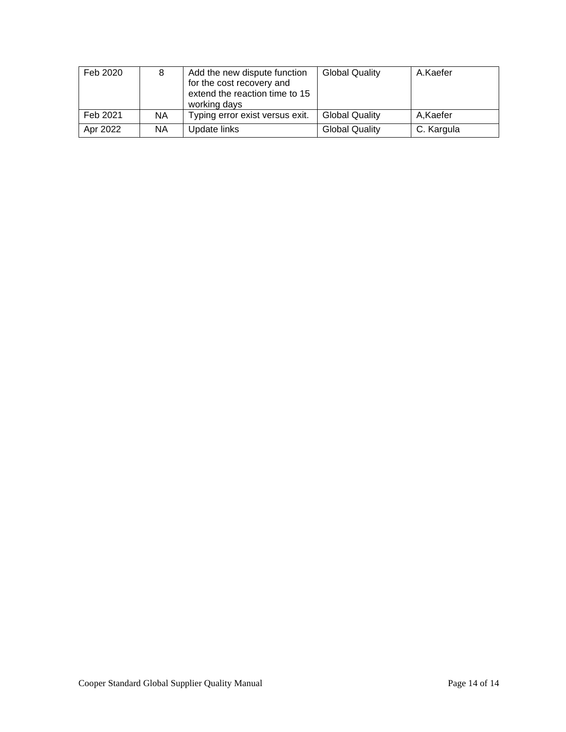| | | | | |
|---|---|---|---|---|
| Feb 2020 | 8 | Add the new dispute function for the cost recovery and extend the reaction time to 15 working days | Global Quality | A.Kaefer |
| Feb 2021 | NA | Typing error exist versus exit. | Global Quality | A,Kaefer |
| Apr 2022 | NA | Update links | Global Quality | C. Kargula |